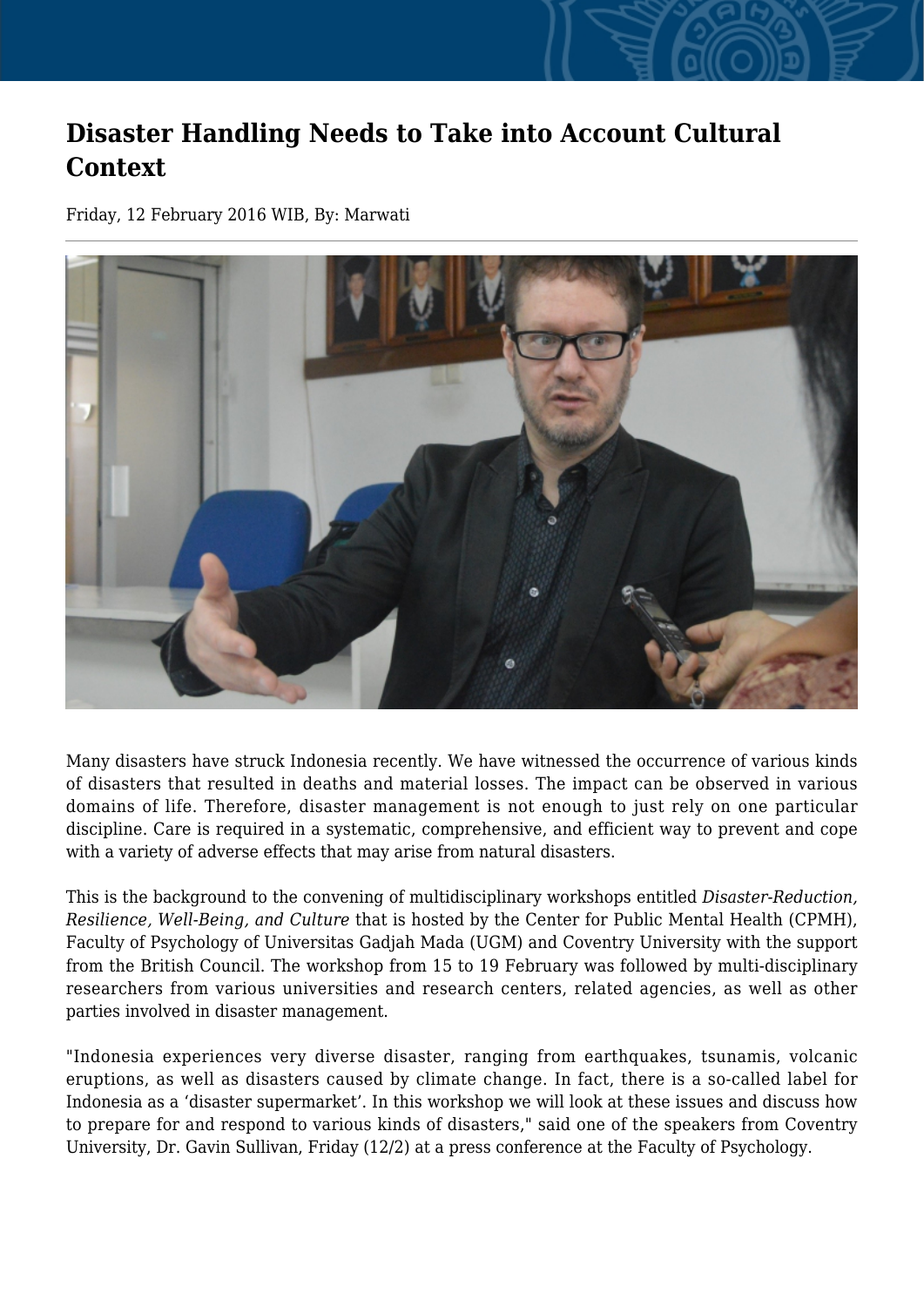# Disaster Handling Needs to Take into Account Cultural Context

Friday, 12 February 2016 WIB, By: Marwati

Many disasters have struck Indonesia recently. We have witnessed the occurrence of various kinds of disasters that resulted in deaths and material losses. The impact can be observed in various domains of life. Therefore, disaster management is not enough to just rely on one particular discipline. Care is required in a systematic, comprehensive, and efficient way to prevent and cope with a variety of adverse effects that may arise from natural disasters.

This is the background to the convening of multidisciplinary workshops entitled *Disaster-Reduction, Resilience, Well-Being, and Culture* that is hosted by the Center for Public Mental Health (CPMH), Faculty of Psychology of Universitas Gadjah Mada (UGM) and Coventry University with the support from the British Council. The workshop from 15 to 19 February was followed by multi-disciplinary researchers from various universities and research centers, related agencies, as well as other parties involved in disaster management.

"Indonesia experiences very diverse disaster, ranging from earthquakes, tsunamis, volcanic eruptions, as well as disasters caused by climate change. In fact, there is a so-called label for Indonesia as a 'disaster supermarket'. In this workshop we will look at these issues and discuss how to prepare for and respond to various kinds of disasters," said one of the speakers from Coventry University, Dr. Gavin Sullivan, Friday (12/2) at a press conference at the Faculty of Psychology.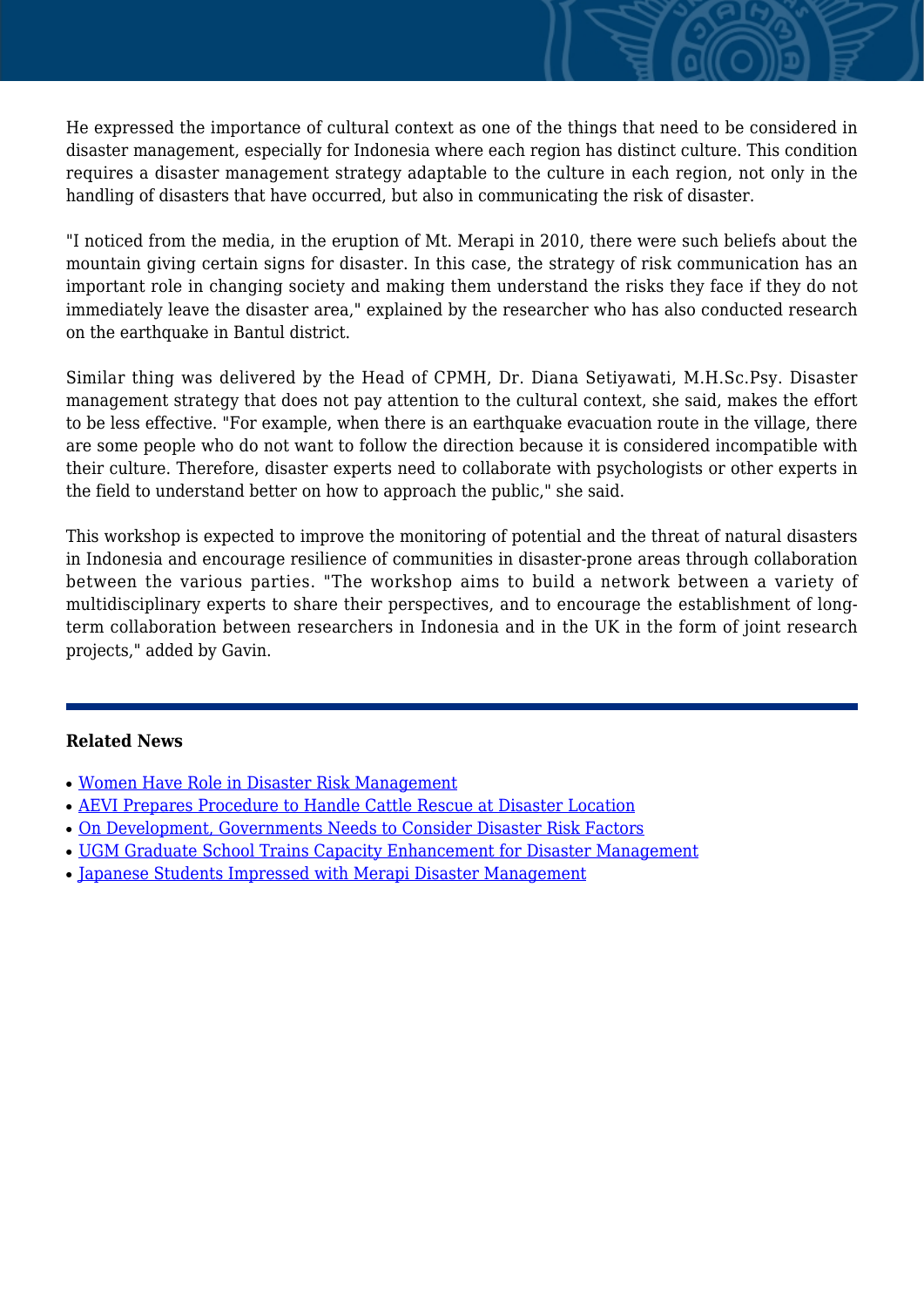He expressed the importance of cultural context as one of the things that need to be considered in disaster management, especially for Indonesia where each region has distinct culture. This condition requires a disaster management strategy adaptable to the culture in each region, not only in the handling of disasters that have occurred, but also in communicating the risk of disaster.

"I noticed from the media, in the eruption of Mt. Merapi in 2010, there were such beliefs about the mountain giving certain signs for disaster. In this case, the strategy of risk communication has an important role in changing society and making them understand the risks they face if they do not immediately leave the disaster area," explained by the researcher who has also conducted research on the earthquake in Bantul district.

Similar thing was delivered by the Head of CPMH, Dr. Diana Setiyawati, M.H.Sc.Psy. Disaster management strategy that does not pay attention to the cultural context, she said, makes the effort to be less effective. "For example, when there is an earthquake evacuation route in the village, there are some people who do not want to follow the direction because it is considered incompatible with their culture. Therefore, disaster experts need to collaborate with psychologists or other experts in the field to understand better on how to approach the public," she said.

This workshop is expected to improve the monitoring of potential and the threat of natural disasters in Indonesia and encourage resilience of communities in disaster-prone areas through collaboration between the various parties. "The workshop aims to build a network between a variety of multidisciplinary experts to share their perspectives, and to encourage the establishment of long-term collaboration between researchers in Indonesia and in the UK in the form of joint research projects," added by Gavin.

**Related News**

- Women Have Role in Disaster Risk Management
- AEVI Prepares Procedure to Handle Cattle Rescue at Disaster Location
- On Development, Governments Needs to Consider Disaster Risk Factors
- UGM Graduate School Trains Capacity Enhancement for Disaster Management
- Japanese Students Impressed with Merapi Disaster Management